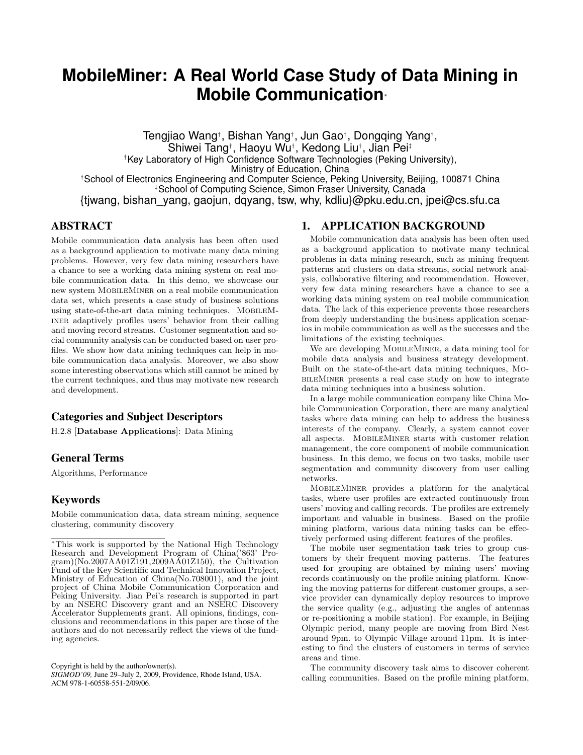# MobileMiner: A Real World Case Study of Data Mining in Mobile Communication*

Tengjiao Wang†, Bishan Yang†, Jun Gao†, Dongqing Yang†, Shiwei Tang†, Haoyu Wu†, Kedong Liu†, Jian Pei‡

†Key Laboratory of High Confidence Software Technologies (Peking University), Ministry of Education, China

†School of Electronics Engineering and Computer Science, Peking University, Beijing, 100871 China

‡School of Computing Science, Simon Fraser University, Canada

{tjwang, bishan_yang, gaojun, dqyang, tsw, why, kdliu}@pku.edu.cn, jpei@cs.sfu.ca

## ABSTRACT

Mobile communication data analysis has been often used as a background application to motivate many data mining problems. However, very few data mining researchers have a chance to see a working data mining system on real mobile communication data. In this demo, we showcase our new system MobileMiner on a real mobile communication data set, which presents a case study of business solutions using state-of-the-art data mining techniques. MobileMiner adaptively profiles users' behavior from their calling and moving record streams. Customer segmentation and social community analysis can be conducted based on user profiles. We show how data mining techniques can help in mobile communication data analysis. Moreover, we also show some interesting observations which still cannot be mined by the current techniques, and thus may motivate new research and development.

### Categories and Subject Descriptors

H.2.8 [**Database Applications**]: Data Mining

### General Terms

Algorithms, Performance

### Keywords

Mobile communication data, data stream mining, sequence clustering, community discovery

*This work is supported by the National High Technology Research and Development Program of China('863' Program)(No.2007AA01Z191,2009AA01Z150), the Cultivation Fund of the Key Scientific and Technical Innovation Project, Ministry of Education of China(No.708001), and the joint project of China Mobile Communication Corporation and Peking University. Jian Pei's research is supported in part by an NSERC Discovery grant and an NSERC Discovery Accelerator Supplements grant. All opinions, findings, conclusions and recommendations in this paper are those of the authors and do not necessarily reflect the views of the funding agencies.

Copyright is held by the author/owner(s).
*SIGMOD'09,* June 29–July 2, 2009, Providence, Rhode Island, USA.
ACM 978-1-60558-551-2/09/06.

## 1. APPLICATION BACKGROUND

Mobile communication data analysis has been often used as a background application to motivate many technical problems in data mining research, such as mining frequent patterns and clusters on data streams, social network analysis, collaborative filtering and recommendation. However, very few data mining researchers have a chance to see a working data mining system on real mobile communication data. The lack of this experience prevents those researchers from deeply understanding the business application scenarios in mobile communication as well as the successes and the limitations of the existing techniques.

We are developing MobileMiner, a data mining tool for mobile data analysis and business strategy development. Built on the state-of-the-art data mining techniques, MobileMiner presents a real case study on how to integrate data mining techniques into a business solution.

In a large mobile communication company like China Mobile Communication Corporation, there are many analytical tasks where data mining can help to address the business interests of the company. Clearly, a system cannot cover all aspects. MobileMiner starts with customer relation management, the core component of mobile communication business. In this demo, we focus on two tasks, mobile user segmentation and community discovery from user calling networks.

MobileMiner provides a platform for the analytical tasks, where user profiles are extracted continuously from users' moving and calling records. The profiles are extremely important and valuable in business. Based on the profile mining platform, various data mining tasks can be effectively performed using different features of the profiles.

The mobile user segmentation task tries to group customers by their frequent moving patterns. The features used for grouping are obtained by mining users' moving records continuously on the profile mining platform. Knowing the moving patterns for different customer groups, a service provider can dynamically deploy resources to improve the service quality (e.g., adjusting the angles of antennas or re-positioning a mobile station). For example, in Beijing Olympic period, many people are moving from Bird Nest around 9pm. to Olympic Village around 11pm. It is interesting to find the clusters of customers in terms of service areas and time.

The community discovery task aims to discover coherent calling communities. Based on the profile mining platform,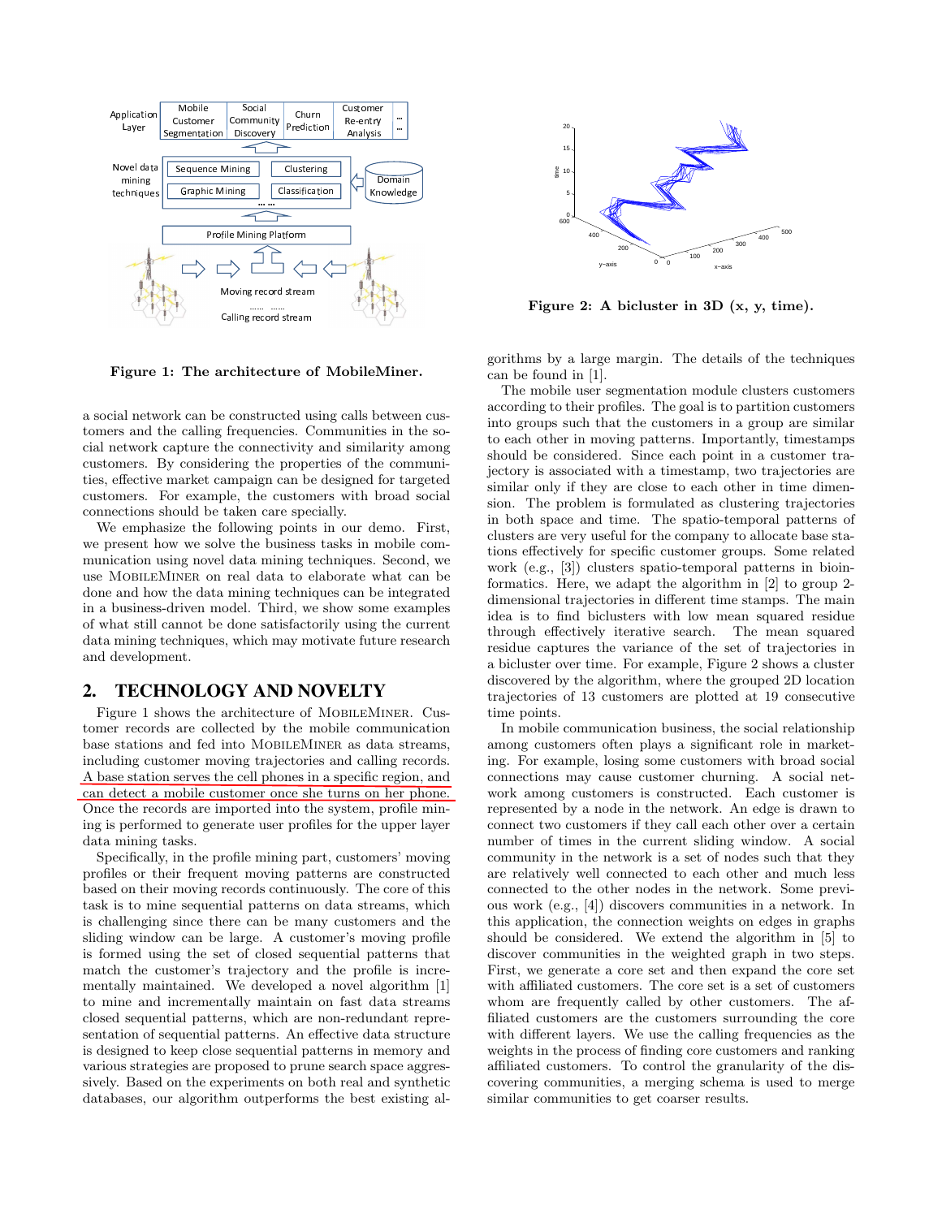Figure 1: The architecture of MobileMiner.

Figure 2: A bicluster in 3D (x, y, time).

a social network can be constructed using calls between customers and the calling frequencies. Communities in the social network capture the connectivity and similarity among customers. By considering the properties of the communities, effective market campaign can be designed for targeted customers. For example, the customers with broad social connections should be taken care specially.

We emphasize the following points in our demo. First, we present how we solve the business tasks in mobile communication using novel data mining techniques. Second, we use MobileMiner on real data to elaborate what can be done and how the data mining techniques can be integrated in a business-driven model. Third, we show some examples of what still cannot be done satisfactorily using the current data mining techniques, which may motivate future research and development.

## 2. TECHNOLOGY AND NOVELTY

Figure 1 shows the architecture of MobileMiner. Customer records are collected by the mobile communication base stations and fed into MobileMiner as data streams, including customer moving trajectories and calling records. A base station serves the cell phones in a specific region, and can detect a mobile customer once she turns on her phone. Once the records are imported into the system, profile mining is performed to generate user profiles for the upper layer data mining tasks.

Specifically, in the profile mining part, customers' moving profiles or their frequent moving patterns are constructed based on their moving records continuously. The core of this task is to mine sequential patterns on data streams, which is challenging since there can be many customers and the sliding window can be large. A customer's moving profile is formed using the set of closed sequential patterns that match the customer's trajectory and the profile is incrementally maintained. We developed a novel algorithm [1] to mine and incrementally maintain on fast data streams closed sequential patterns, which are non-redundant representation of sequential patterns. An effective data structure is designed to keep close sequential patterns in memory and various strategies are proposed to prune search space aggressively. Based on the experiments on both real and synthetic databases, our algorithm outperforms the best existing algorithms by a large margin. The details of the techniques can be found in [1].

The mobile user segmentation module clusters customers according to their profiles. The goal is to partition customers into groups such that the customers in a group are similar to each other in moving patterns. Importantly, timestamps should be considered. Since each point in a customer trajectory is associated with a timestamp, two trajectories are similar only if they are close to each other in time dimension. The problem is formulated as clustering trajectories in both space and time. The spatio-temporal patterns of clusters are very useful for the company to allocate base stations effectively for specific customer groups. Some related work (e.g., [3]) clusters spatio-temporal patterns in bioinformatics. Here, we adapt the algorithm in [2] to group 2-dimensional trajectories in different time stamps. The main idea is to find biclusters with low mean squared residue through effectively iterative search. The mean squared residue captures the variance of the set of trajectories in a bicluster over time. For example, Figure 2 shows a cluster discovered by the algorithm, where the grouped 2D location trajectories of 13 customers are plotted at 19 consecutive time points.

In mobile communication business, the social relationship among customers often plays a significant role in marketing. For example, losing some customers with broad social connections may cause customer churning. A social network among customers is constructed. Each customer is represented by a node in the network. An edge is drawn to connect two customers if they call each other over a certain number of times in the current sliding window. A social community in the network is a set of nodes such that they are relatively well connected to each other and much less connected to the other nodes in the network. Some previous work (e.g., [4]) discovers communities in a network. In this application, the connection weights on edges in graphs should be considered. We extend the algorithm in [5] to discover communities in the weighted graph in two steps. First, we generate a core set and then expand the core set with affiliated customers. The core set is a set of customers whom are frequently called by other customers. The affiliated customers are the customers surrounding the core with different layers. We use the calling frequencies as the weights in the process of finding core customers and ranking affiliated customers. To control the granularity of the discovering communities, a merging schema is used to merge similar communities to get coarser results.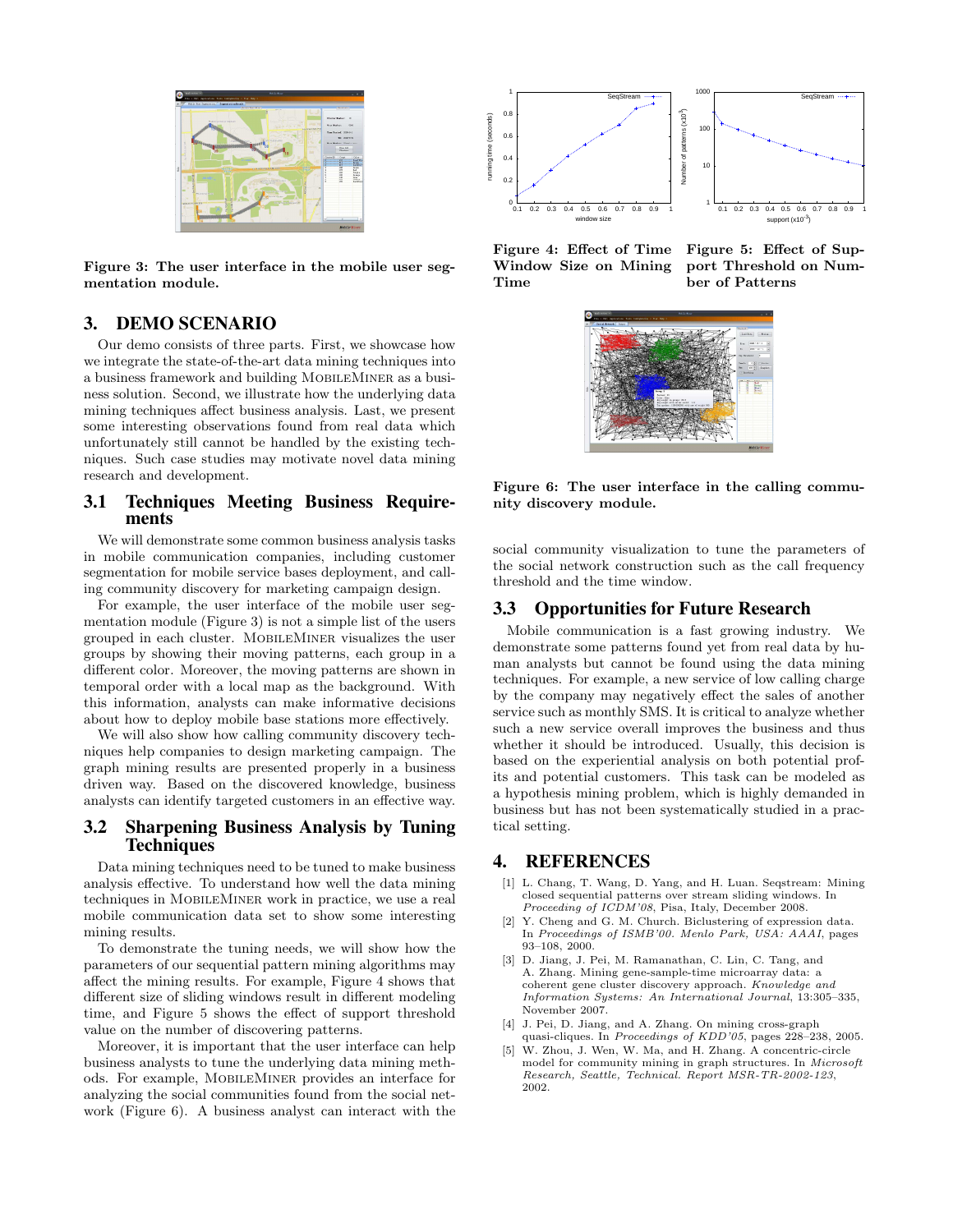Figure 3: The user interface in the mobile user segmentation module.

## 3. DEMO SCENARIO

Our demo consists of three parts. First, we showcase how we integrate the state-of-the-art data mining techniques into a business framework and building MobileMiner as a business solution. Second, we illustrate how the underlying data mining techniques affect business analysis. Last, we present some interesting observations found from real data which unfortunately still cannot be handled by the existing techniques. Such case studies may motivate novel data mining research and development.

### 3.1 Techniques Meeting Business Requirements

We will demonstrate some common business analysis tasks in mobile communication companies, including customer segmentation for mobile service bases deployment, and calling community discovery for marketing campaign design.

For example, the user interface of the mobile user segmentation module (Figure 3) is not a simple list of the users grouped in each cluster. MobileMiner visualizes the user groups by showing their moving patterns, each group in a different color. Moreover, the moving patterns are shown in temporal order with a local map as the background. With this information, analysts can make informative decisions about how to deploy mobile base stations more effectively.

We will also show how calling community discovery techniques help companies to design marketing campaign. The graph mining results are presented properly in a business driven way. Based on the discovered knowledge, business analysts can identify targeted customers in an effective way.

### 3.2 Sharpening Business Analysis by Tuning Techniques

Data mining techniques need to be tuned to make business analysis effective. To understand how well the data mining techniques in MobileMiner work in practice, we use a real mobile communication data set to show some interesting mining results.

To demonstrate the tuning needs, we will show how the parameters of our sequential pattern mining algorithms may affect the mining results. For example, Figure 4 shows that different size of sliding windows result in different modeling time, and Figure 5 shows the effect of support threshold value on the number of discovering patterns.

Moreover, it is important that the user interface can help business analysts to tune the underlying data mining methods. For example, MobileMiner provides an interface for analyzing the social communities found from the social network (Figure 6). A business analyst can interact with the social community visualization to tune the parameters of the social network construction such as the call frequency threshold and the time window.

SeqStream
running time (seconds)
0 0.2 0.4 0.6 0.8 1
0.1 0.2 0.3 0.4 0.5 0.6 0.7 0.8 0.9 1
window size

Figure 4: Effect of Time Window Size on Mining Time

SeqStream
Number of patterns ($x10^3$)
1 10 100 1000
0.1 0.2 0.3 0.4 0.5 0.6 0.7 0.8 0.9 1
support ($x10^{-3}$)

Figure 5: Effect of Support Threshold on Number of Patterns

Figure 6: The user interface in the calling community discovery module.

### 3.3 Opportunities for Future Research

Mobile communication is a fast growing industry. We demonstrate some patterns found yet from real data by human analysts but cannot be found using the data mining techniques. For example, a new service of low calling charge by the company may negatively effect the sales of another service such as monthly SMS. It is critical to analyze whether such a new service overall improves the business and thus whether it should be introduced. Usually, this decision is based on the experiential analysis on both potential profits and potential customers. This task can be modeled as a hypothesis mining problem, which is highly demanded in business but has not been systematically studied in a practical setting.

## 4. REFERENCES

[1] L. Chang, T. Wang, D. Yang, and H. Luan. Seqstream: Mining closed sequential patterns over stream sliding windows. In *Proceeding of ICDM'08*, Pisa, Italy, December 2008.

[2] Y. Cheng and G. M. Church. Biclustering of expression data. In *Proceedings of ISMB'00. Menlo Park, USA: AAAI*, pages 93–108, 2000.

[3] D. Jiang, J. Pei, M. Ramanathan, C. Lin, C. Tang, and A. Zhang. Mining gene-sample-time microarray data: a coherent gene cluster discovery approach. *Knowledge and Information Systems: An International Journal*, 13:305–335, November 2007.

[4] J. Pei, D. Jiang, and A. Zhang. On mining cross-graph quasi-cliques. In *Proceedings of KDD'05*, pages 228–238, 2005.

[5] W. Zhou, J. Wen, W. Ma, and H. Zhang. A concentric-circle model for community mining in graph structures. In *Microsoft Research, Seattle, Technical. Report MSR-TR-2002-123*, 2002.